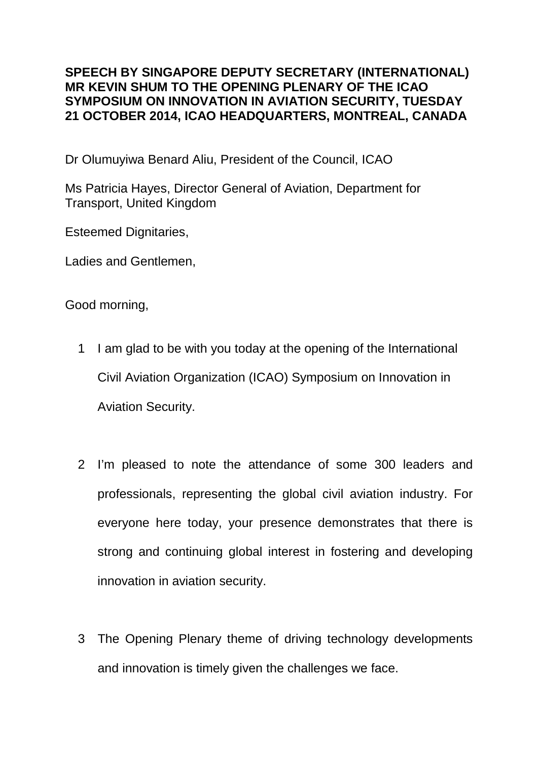**SPEECH BY SINGAPORE DEPUTY SECRETARY (INTERNATIONAL) MR KEVIN SHUM TO THE OPENING PLENARY OF THE ICAO SYMPOSIUM ON INNOVATION IN AVIATION SECURITY, TUESDAY 21 OCTOBER 2014, ICAO HEADQUARTERS, MONTREAL, CANADA**

Dr Olumuyiwa Benard Aliu, President of the Council, ICAO

Ms Patricia Hayes, Director General of Aviation, Department for Transport, United Kingdom

Esteemed Dignitaries,

Ladies and Gentlemen,

Good morning,

1 I am glad to be with you today at the opening of the International Civil Aviation Organization (ICAO) Symposium on Innovation in Aviation Security.

2 I'm pleased to note the attendance of some 300 leaders and professionals, representing the global civil aviation industry. For everyone here today, your presence demonstrates that there is strong and continuing global interest in fostering and developing innovation in aviation security.

3 The Opening Plenary theme of driving technology developments and innovation is timely given the challenges we face.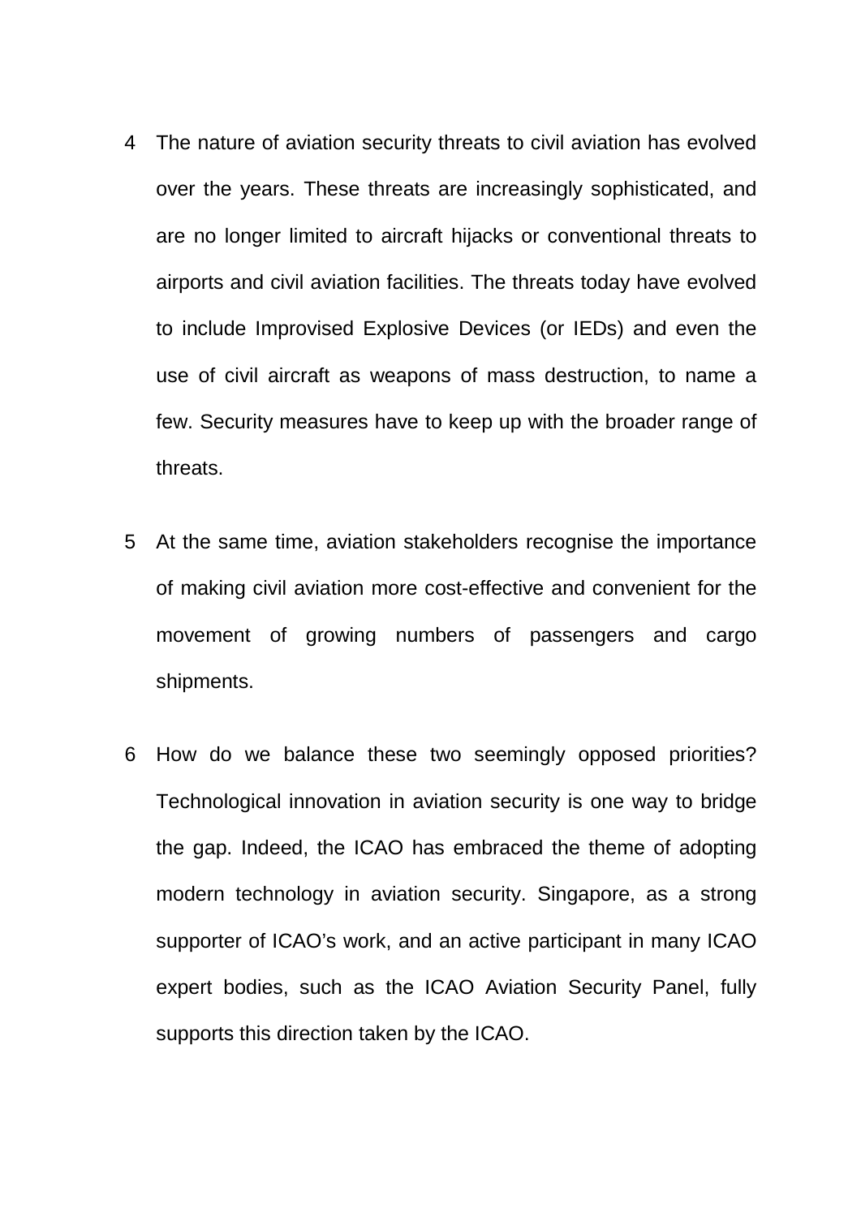4 The nature of aviation security threats to civil aviation has evolved over the years. These threats are increasingly sophisticated, and are no longer limited to aircraft hijacks or conventional threats to airports and civil aviation facilities. The threats today have evolved to include Improvised Explosive Devices (or IEDs) and even the use of civil aircraft as weapons of mass destruction, to name a few. Security measures have to keep up with the broader range of threats.

5 At the same time, aviation stakeholders recognise the importance of making civil aviation more cost-effective and convenient for the movement of growing numbers of passengers and cargo shipments.

6 How do we balance these two seemingly opposed priorities? Technological innovation in aviation security is one way to bridge the gap. Indeed, the ICAO has embraced the theme of adopting modern technology in aviation security. Singapore, as a strong supporter of ICAO's work, and an active participant in many ICAO expert bodies, such as the ICAO Aviation Security Panel, fully supports this direction taken by the ICAO.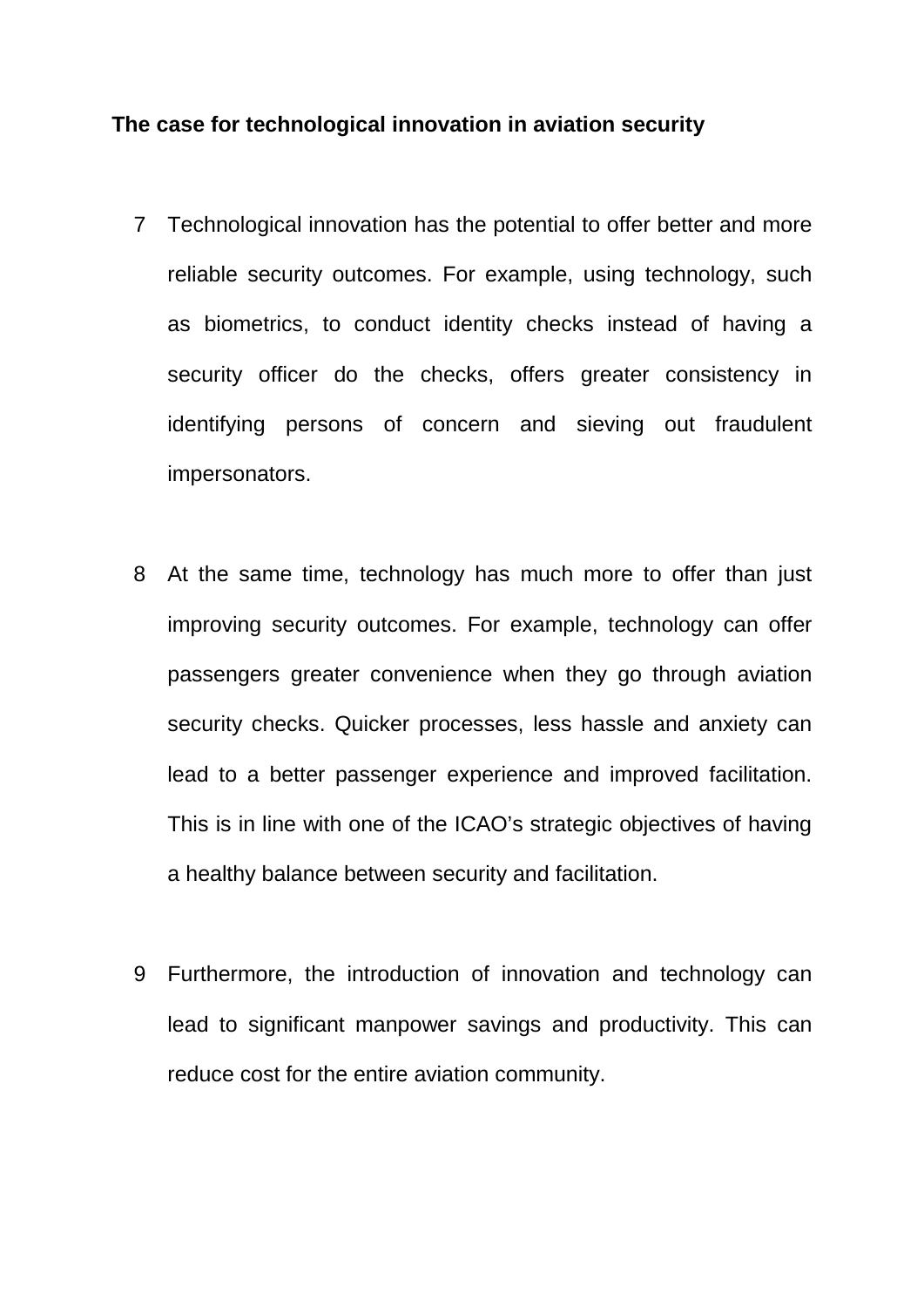**The case for technological innovation in aviation security**

7 Technological innovation has the potential to offer better and more reliable security outcomes. For example, using technology, such as biometrics, to conduct identity checks instead of having a security officer do the checks, offers greater consistency in identifying persons of concern and sieving out fraudulent impersonators.

8 At the same time, technology has much more to offer than just improving security outcomes. For example, technology can offer passengers greater convenience when they go through aviation security checks. Quicker processes, less hassle and anxiety can lead to a better passenger experience and improved facilitation. This is in line with one of the ICAO's strategic objectives of having a healthy balance between security and facilitation.

9 Furthermore, the introduction of innovation and technology can lead to significant manpower savings and productivity. This can reduce cost for the entire aviation community.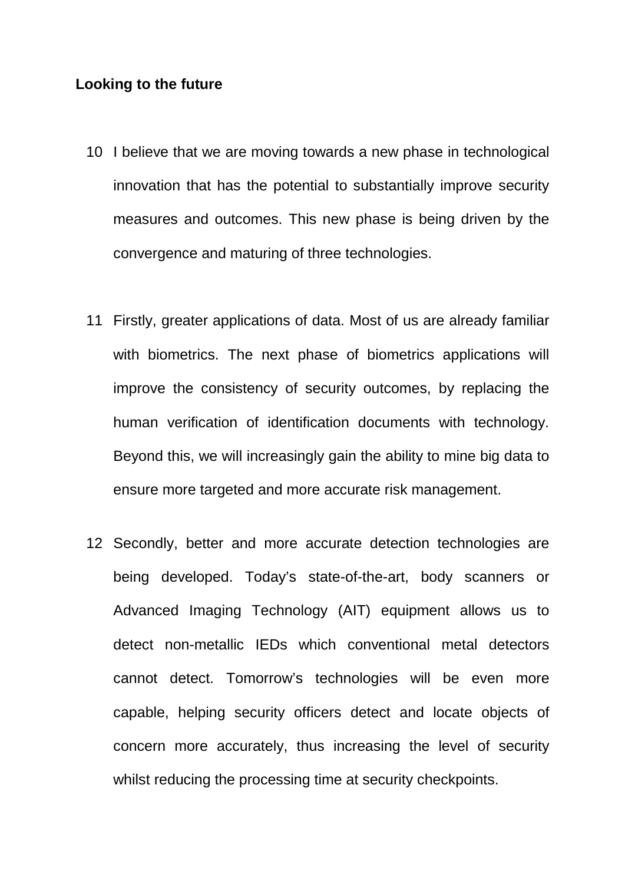**Looking to the future**

10 I believe that we are moving towards a new phase in technological innovation that has the potential to substantially improve security measures and outcomes. This new phase is being driven by the convergence and maturing of three technologies.

11 Firstly, greater applications of data. Most of us are already familiar with biometrics. The next phase of biometrics applications will improve the consistency of security outcomes, by replacing the human verification of identification documents with technology. Beyond this, we will increasingly gain the ability to mine big data to ensure more targeted and more accurate risk management.

12 Secondly, better and more accurate detection technologies are being developed. Today's state-of-the-art, body scanners or Advanced Imaging Technology (AIT) equipment allows us to detect non-metallic IEDs which conventional metal detectors cannot detect. Tomorrow's technologies will be even more capable, helping security officers detect and locate objects of concern more accurately, thus increasing the level of security whilst reducing the processing time at security checkpoints.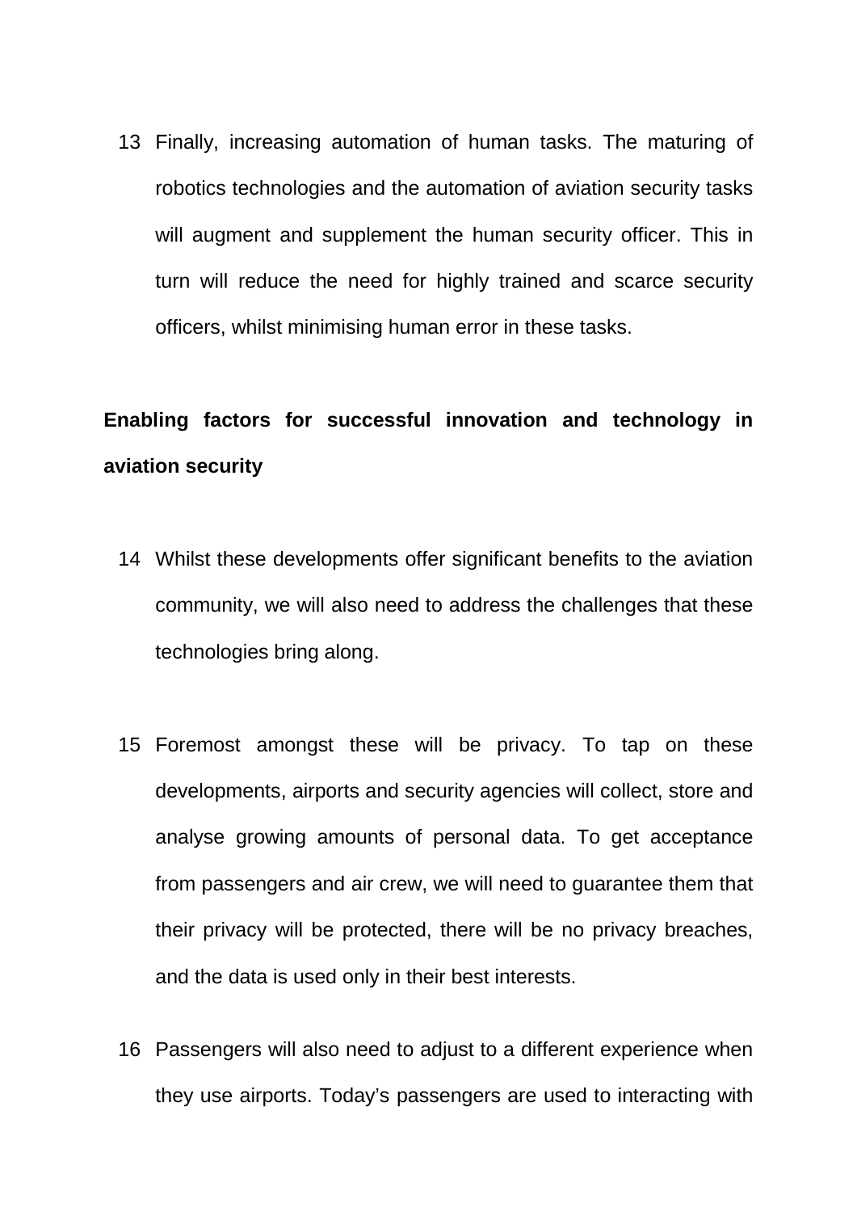13 Finally, increasing automation of human tasks. The maturing of robotics technologies and the automation of aviation security tasks will augment and supplement the human security officer. This in turn will reduce the need for highly trained and scarce security officers, whilst minimising human error in these tasks.

**Enabling factors for successful innovation and technology in aviation security**

14 Whilst these developments offer significant benefits to the aviation community, we will also need to address the challenges that these technologies bring along.

15 Foremost amongst these will be privacy. To tap on these developments, airports and security agencies will collect, store and analyse growing amounts of personal data. To get acceptance from passengers and air crew, we will need to guarantee them that their privacy will be protected, there will be no privacy breaches, and the data is used only in their best interests.

16 Passengers will also need to adjust to a different experience when they use airports. Today's passengers are used to interacting with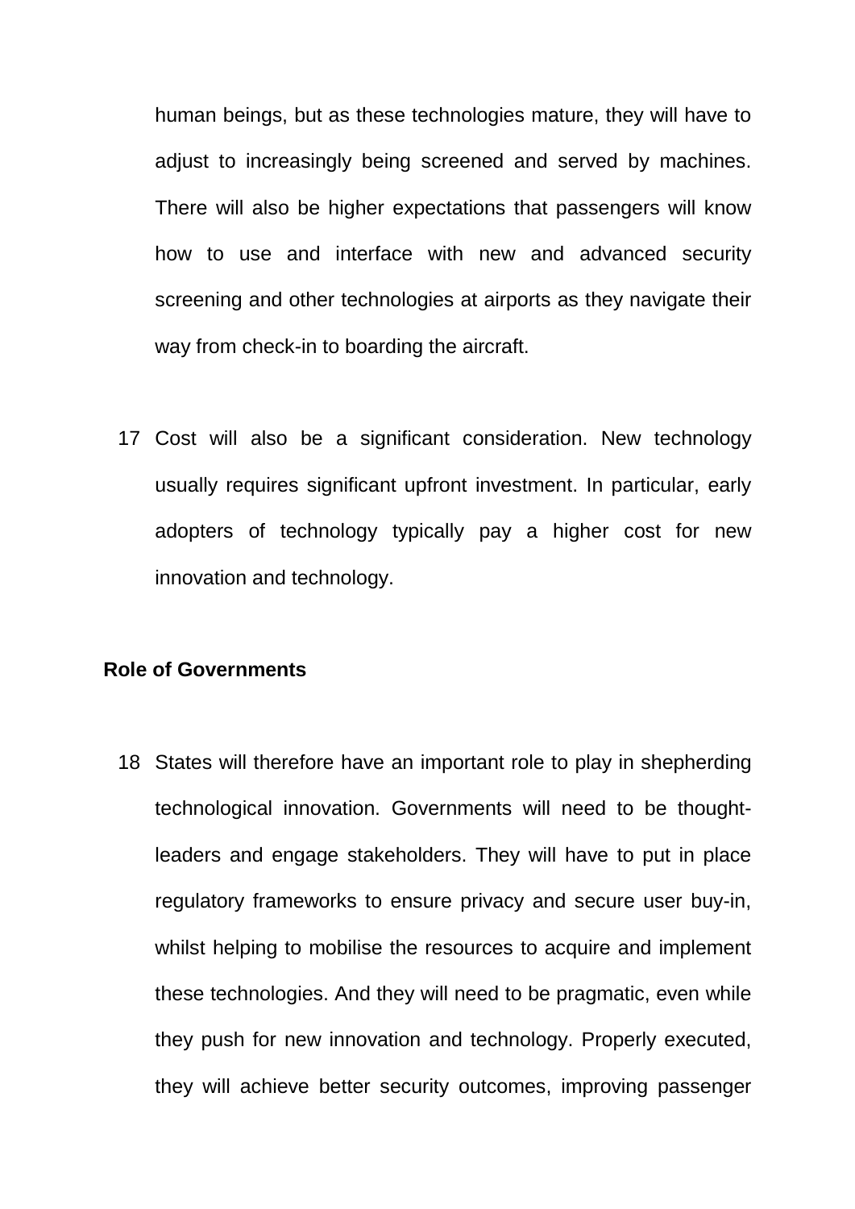human beings, but as these technologies mature, they will have to adjust to increasingly being screened and served by machines. There will also be higher expectations that passengers will know how to use and interface with new and advanced security screening and other technologies at airports as they navigate their way from check-in to boarding the aircraft.

17 Cost will also be a significant consideration. New technology usually requires significant upfront investment. In particular, early adopters of technology typically pay a higher cost for new innovation and technology.

**Role of Governments**

18 States will therefore have an important role to play in shepherding technological innovation. Governments will need to be thought-leaders and engage stakeholders. They will have to put in place regulatory frameworks to ensure privacy and secure user buy-in, whilst helping to mobilise the resources to acquire and implement these technologies. And they will need to be pragmatic, even while they push for new innovation and technology. Properly executed, they will achieve better security outcomes, improving passenger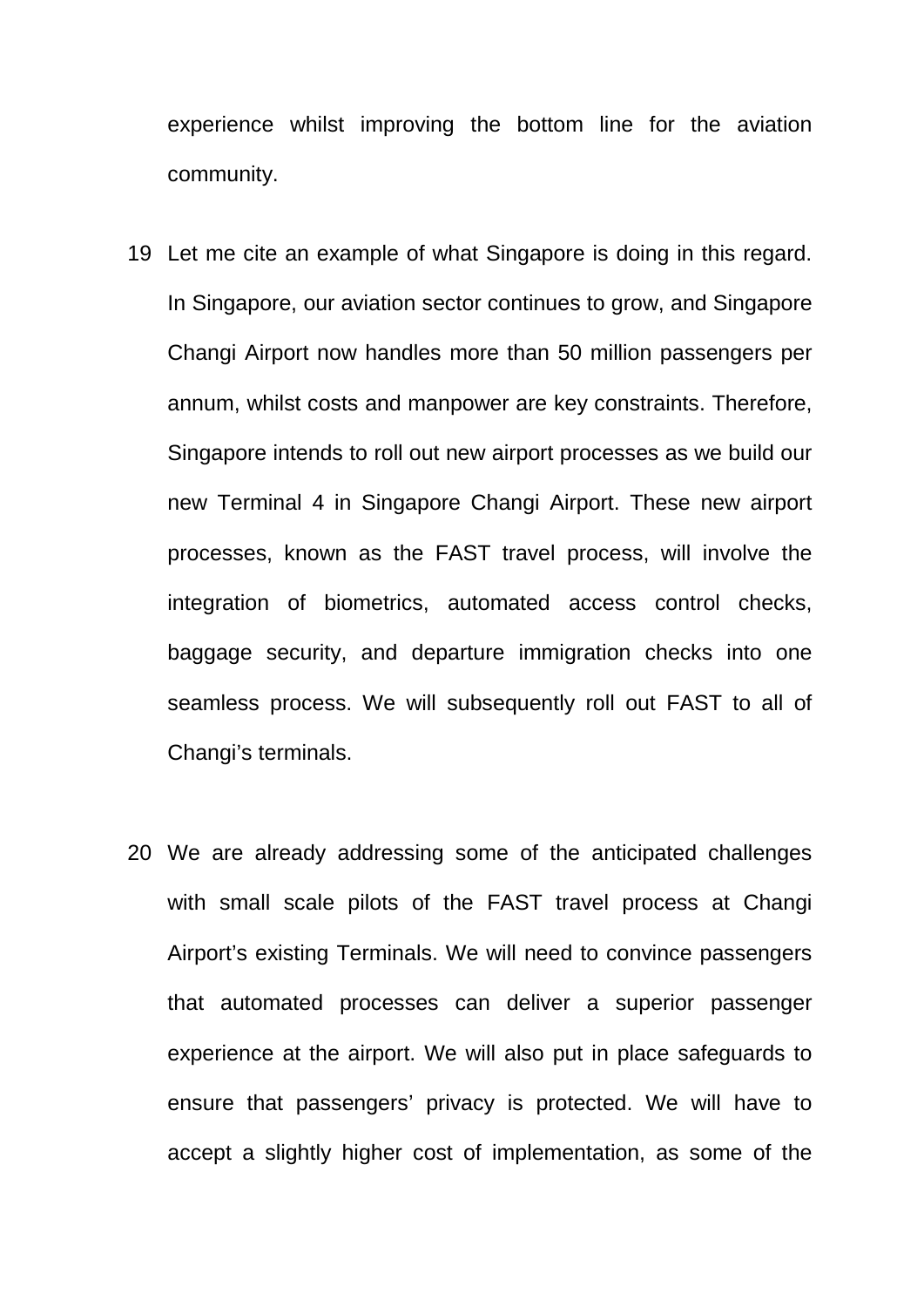experience whilst improving the bottom line for the aviation community.

19 Let me cite an example of what Singapore is doing in this regard. In Singapore, our aviation sector continues to grow, and Singapore Changi Airport now handles more than 50 million passengers per annum, whilst costs and manpower are key constraints. Therefore, Singapore intends to roll out new airport processes as we build our new Terminal 4 in Singapore Changi Airport. These new airport processes, known as the FAST travel process, will involve the integration of biometrics, automated access control checks, baggage security, and departure immigration checks into one seamless process. We will subsequently roll out FAST to all of Changi's terminals.

20 We are already addressing some of the anticipated challenges with small scale pilots of the FAST travel process at Changi Airport's existing Terminals. We will need to convince passengers that automated processes can deliver a superior passenger experience at the airport. We will also put in place safeguards to ensure that passengers' privacy is protected. We will have to accept a slightly higher cost of implementation, as some of the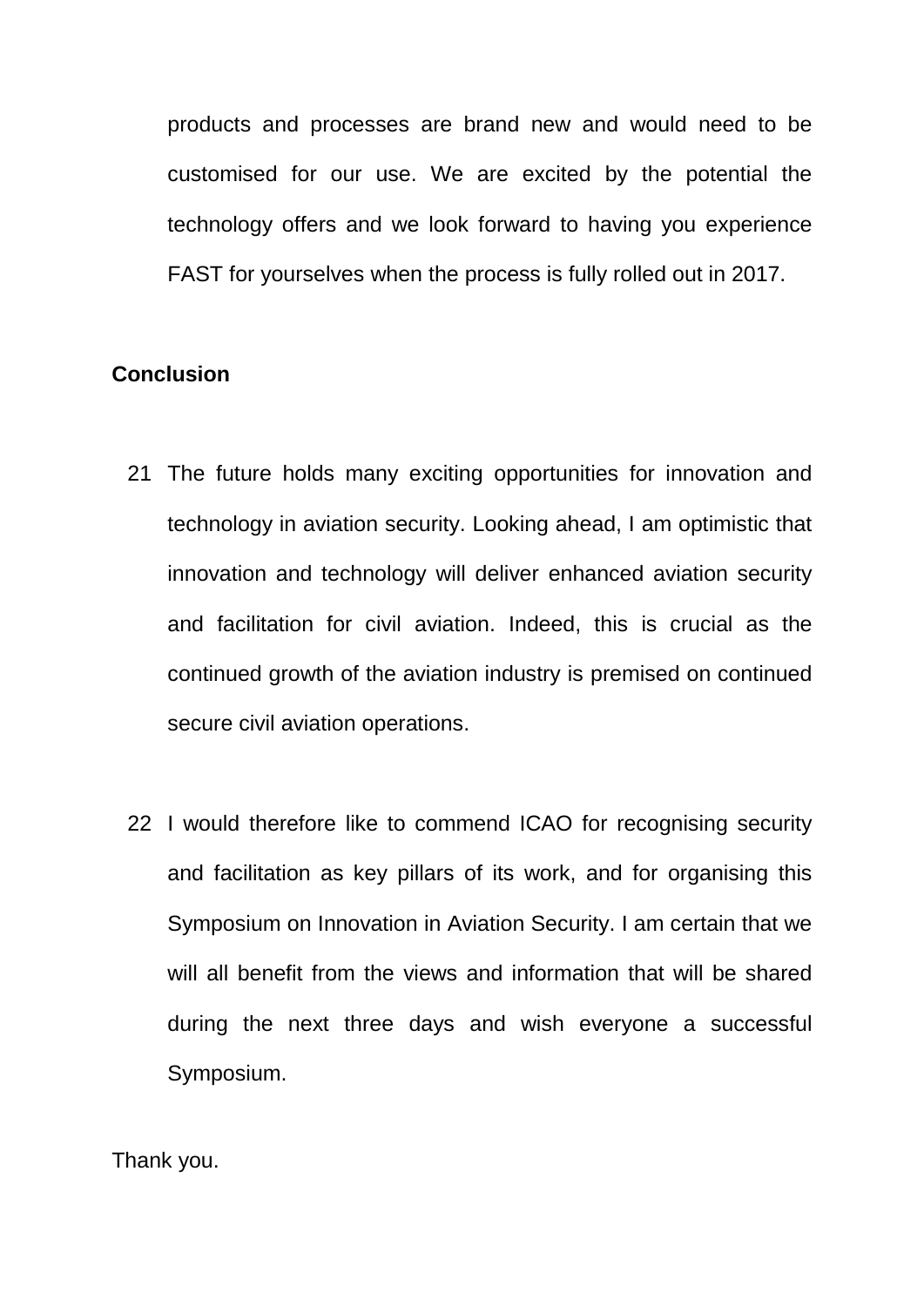products and processes are brand new and would need to be customised for our use. We are excited by the potential the technology offers and we look forward to having you experience FAST for yourselves when the process is fully rolled out in 2017.

**Conclusion**

21 The future holds many exciting opportunities for innovation and technology in aviation security. Looking ahead, I am optimistic that innovation and technology will deliver enhanced aviation security and facilitation for civil aviation. Indeed, this is crucial as the continued growth of the aviation industry is premised on continued secure civil aviation operations.

22 I would therefore like to commend ICAO for recognising security and facilitation as key pillars of its work, and for organising this Symposium on Innovation in Aviation Security. I am certain that we will all benefit from the views and information that will be shared during the next three days and wish everyone a successful Symposium.

Thank you.